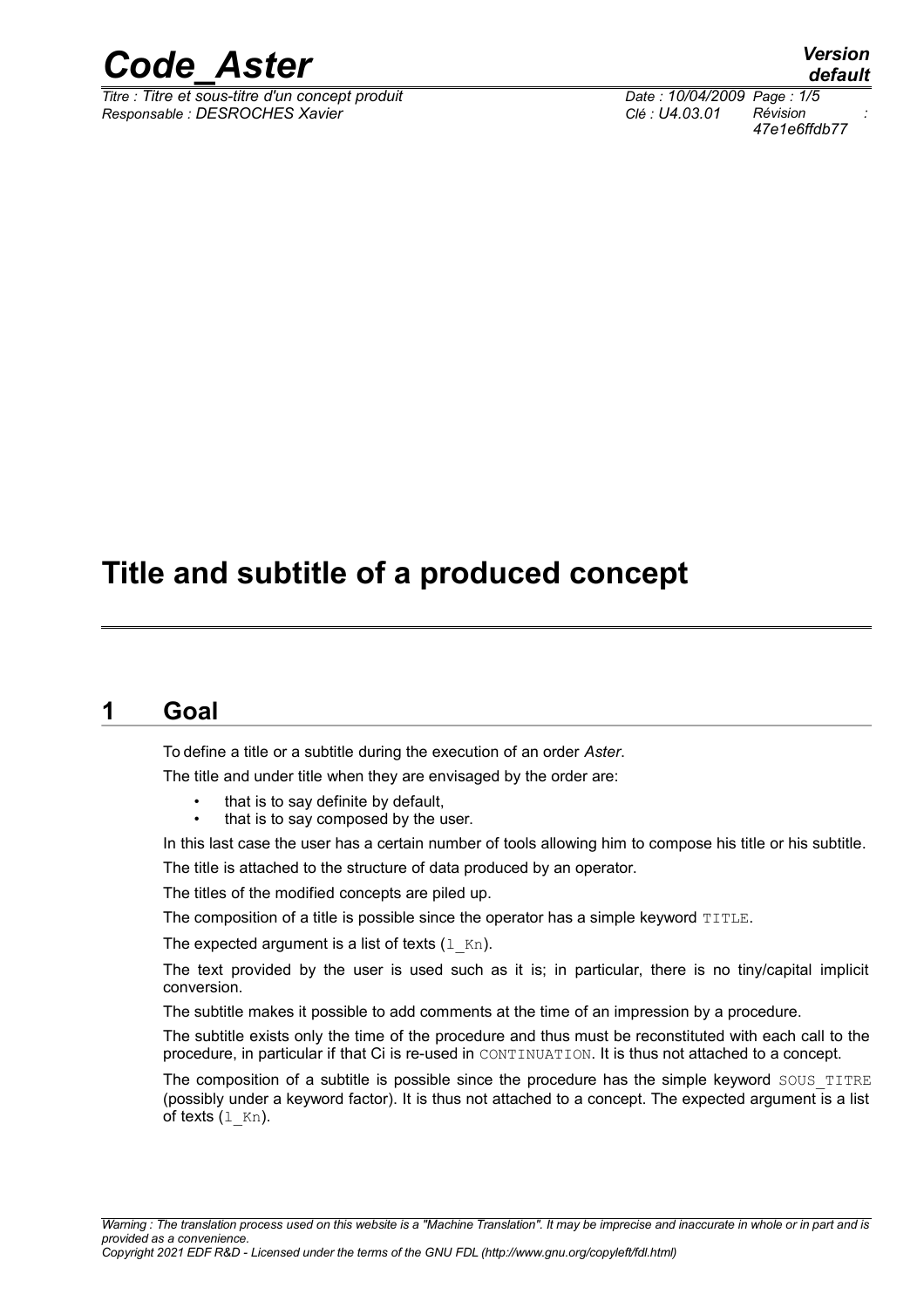# Title and subtitle of a produced concept

## 1 Goal

To define a title or a subtitle during the execution of an order *Aster*.

The title and under title when they are envisaged by the order are:

- that is to say definite by default,
- that is to say composed by the user.

In this last case the user has a certain number of tools allowing him to compose his title or his subtitle.

The title is attached to the structure of data produced by an operator.

The titles of the modified concepts are piled up.

The composition of a title is possible since the operator has a simple keyword `TITLE`.

The expected argument is a list of texts (`l_Kn`).

The text provided by the user is used such as it is; in particular, there is no tiny/capital implicit conversion.

The subtitle makes it possible to add comments at the time of an impression by a procedure.

The subtitle exists only the time of the procedure and thus must be reconstituted with each call to the procedure, in particular if that Ci is re-used in `CONTINUATION`. It is thus not attached to a concept.

The composition of a subtitle is possible since the procedure has the simple keyword `SOUS_TITRE` (possibly under a keyword factor). It is thus not attached to a concept. The expected argument is a list of texts (`l_Kn`).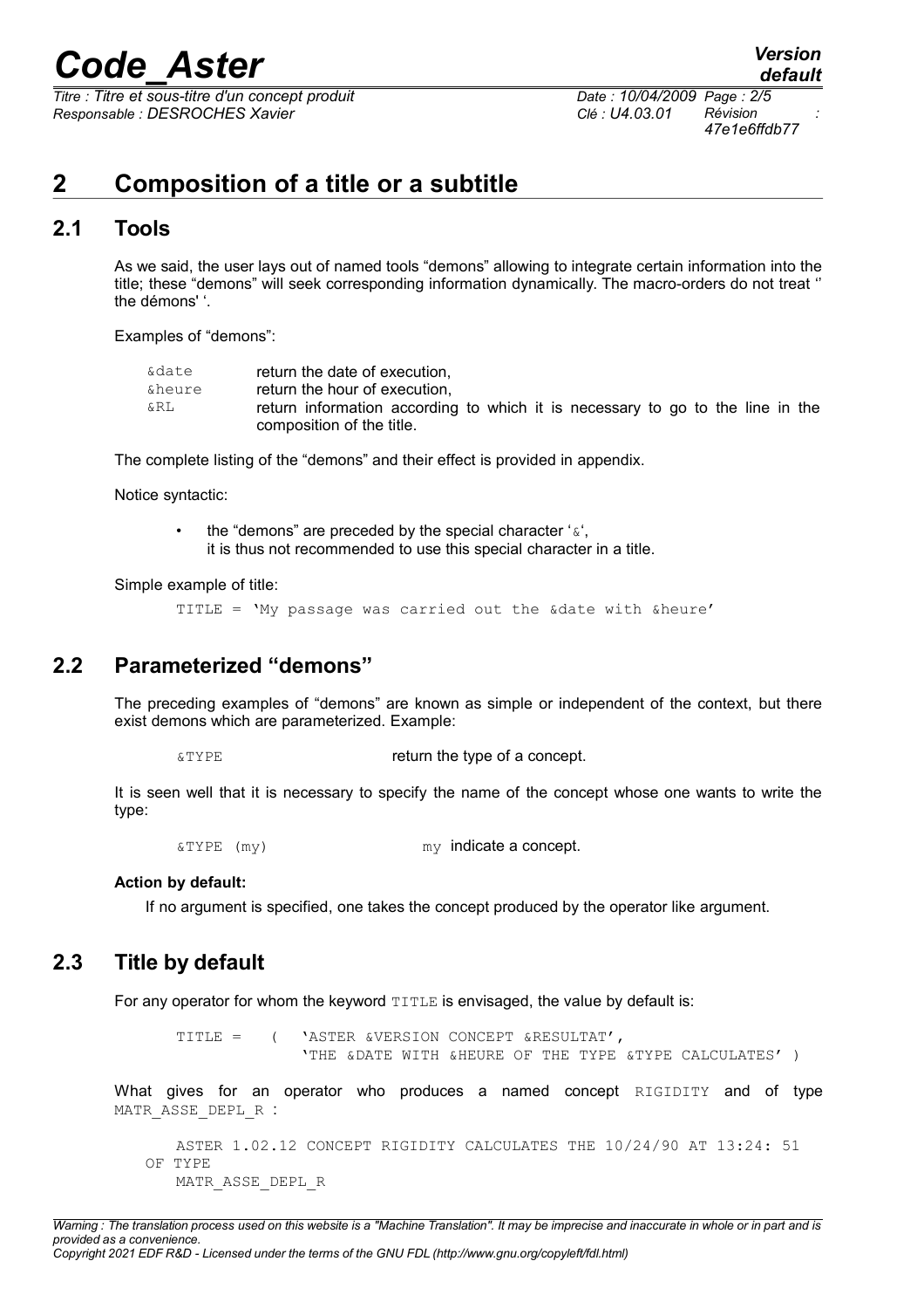# 2 Composition of a title or a subtitle

## 2.1 Tools

As we said, the user lays out of named tools "demons" allowing to integrate certain information into the title; these "demons" will seek corresponding information dynamically. The macro-orders do not treat '' the démons' '.

Examples of "demons":

| | |
|---|---|
| `&date` | return the date of execution, |
| `&heure` | return the hour of execution, |
| `&RL` | return information according to which it is necessary to go to the line in the composition of the title. |

The complete listing of the "demons" and their effect is provided in appendix.

Notice syntactic:

- the "demons" are preceded by the special character '&',
  it is thus not recommended to use this special character in a title.

Simple example of title:

```
TITLE = 'My passage was carried out the &date with &heure'
```

## 2.2 Parameterized "demons"

The preceding examples of "demons" are known as simple or independent of the context, but there exist demons which are parameterized. Example:

| | |
|---|---|
| `&TYPE` | return the type of a concept. |

It is seen well that it is necessary to specify the name of the concept whose one wants to write the type:

| | |
|---|---|
| `&TYPE (my)` | `my` indicate a concept. |

**Action by default:**

If no argument is specified, one takes the concept produced by the operator like argument.

## 2.3 Title by default

For any operator for whom the keyword `TITLE` is envisaged, the value by default is:

```
TITLE =   (   'ASTER &VERSION CONCEPT &RESULTAT',
              'THE &DATE WITH &HEURE OF THE TYPE &TYPE CALCULATES' )
```

What gives for an operator who produces a named concept `RIGIDITY` and of type `MATR_ASSE_DEPL_R` :

```
    ASTER 1.02.12 CONCEPT RIGIDITY CALCULATES THE 10/24/90 AT 13:24: 51
OF TYPE
    MATR_ASSE_DEPL_R
```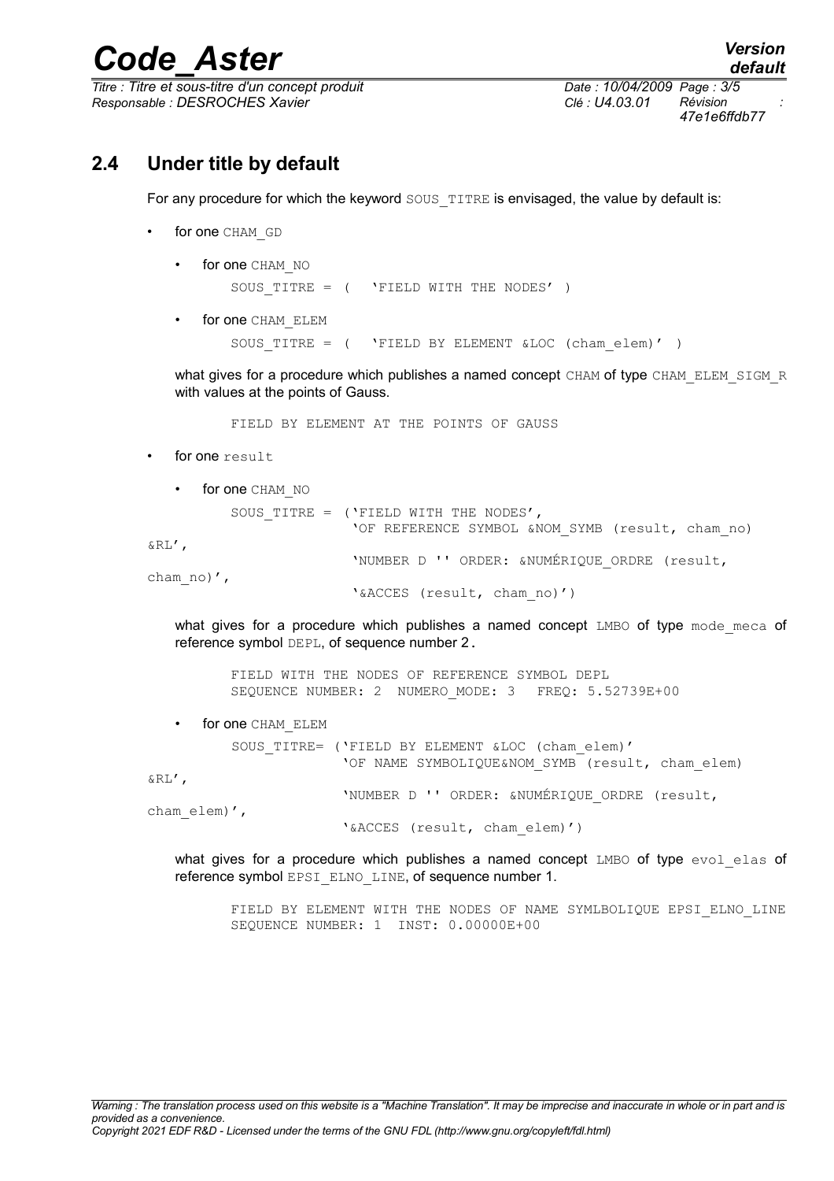## 2.4 Under title by default

For any procedure for which the keyword SOUS_TITRE is envisaged, the value by default is:

- for one CHAM_GD
  - for one CHAM_NO

```
SOUS_TITRE = (  'FIELD WITH THE NODES' )
```

  - for one CHAM_ELEM

```
SOUS_TITRE = (  'FIELD BY ELEMENT &LOC (cham_elem)' )
```

  what gives for a procedure which publishes a named concept CHAM of type CHAM_ELEM_SIGM_R with values at the points of Gauss.

```
FIELD BY ELEMENT AT THE POINTS OF GAUSS
```

- for one result
  - for one CHAM_NO

```
SOUS_TITRE = ('FIELD WITH THE NODES',
              'OF REFERENCE SYMBOL &NOM_SYMB (result, cham_no) &RL',
              'NUMBER D '' ORDER: &NUMÉRIQUE_ORDRE (result, cham_no)',
              '&ACCES (result, cham_no)')
```

  what gives for a procedure which publishes a named concept LMBO of type mode_meca of reference symbol DEPL, of sequence number 2.

```
FIELD WITH THE NODES OF REFERENCE SYMBOL DEPL
SEQUENCE NUMBER: 2  NUMERO_MODE: 3   FREQ: 5.52739E+00
```

  - for one CHAM_ELEM

```
SOUS_TITRE= ('FIELD BY ELEMENT &LOC (cham_elem)'
             'OF NAME SYMBOLIQUE&NOM_SYMB (result, cham_elem) &RL',
             'NUMBER D '' ORDER: &NUMÉRIQUE_ORDRE (result, cham_elem)',
             '&ACCES (result, cham_elem)')
```

  what gives for a procedure which publishes a named concept LMBO of type evol_elas of reference symbol EPSI_ELNO_LINE, of sequence number 1.

```
FIELD BY ELEMENT WITH THE NODES OF NAME SYMLBOLIQUE EPSI_ELNO_LINE
SEQUENCE NUMBER: 1  INST: 0.00000E+00
```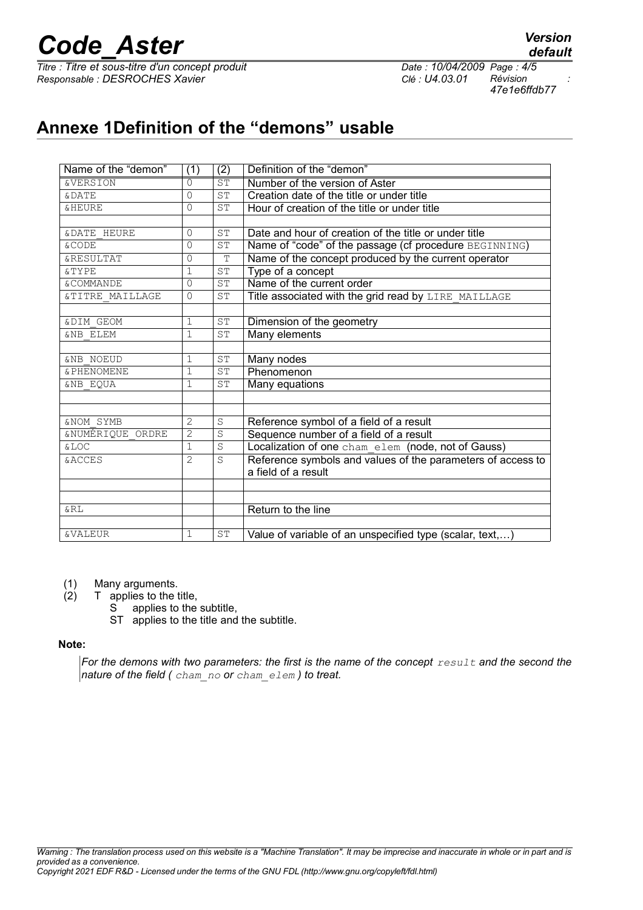## Annexe 1Definition of the "demons" usable

| Name of the "demon" | (1) | (2) | Definition of the "demon" |
|---|---|---|---|
| &VERSION | 0 | ST | Number of the version of Aster |
| &DATE | 0 | ST | Creation date of the title or under title |
| &HEURE | 0 | ST | Hour of creation of the title or under title |
| | | | |
| &DATE_HEURE | 0 | ST | Date and hour of creation of the title or under title |
| &CODE | 0 | ST | Name of "code" of the passage (cf procedure BEGINNING) |
| &RESULTAT | 0 | T | Name of the concept produced by the current operator |
| &TYPE | 1 | ST | Type of a concept |
| &COMMANDE | 0 | ST | Name of the current order |
| &TITRE_MAILLAGE | 0 | ST | Title associated with the grid read by LIRE_MAILLAGE |
| | | | |
| &DIM_GEOM | 1 | ST | Dimension of the geometry |
| &NB_ELEM | 1 | ST | Many elements |
| | | | |
| &NB_NOEUD | 1 | ST | Many nodes |
| &PHENOMENE | 1 | ST | Phenomenon |
| &NB_EQUA | 1 | ST | Many equations |
| | | | |
| | | | |
| &NOM_SYMB | 2 | S | Reference symbol of a field of a result |
| &NUMERIQUE_ORDRE | 2 | S | Sequence number of a field of a result |
| &LOC | 1 | S | Localization of one cham_elem (node, not of Gauss) |
| &ACCES | 2 | S | Reference symbols and values of the parameters of access to a field of a result |
| | | | |
| | | | |
| &RL | | | Return to the line |
| | | | |
| &VALEUR | 1 | ST | Value of variable of an unspecified type (scalar, text,…) |

(1) Many arguments.
(2) T applies to the title,
 S applies to the subtitle,
 ST applies to the title and the subtitle.

**Note:**

*For the demons with two parameters: the first is the name of the concept result and the second the nature of the field ( cham_no or cham_elem ) to treat.*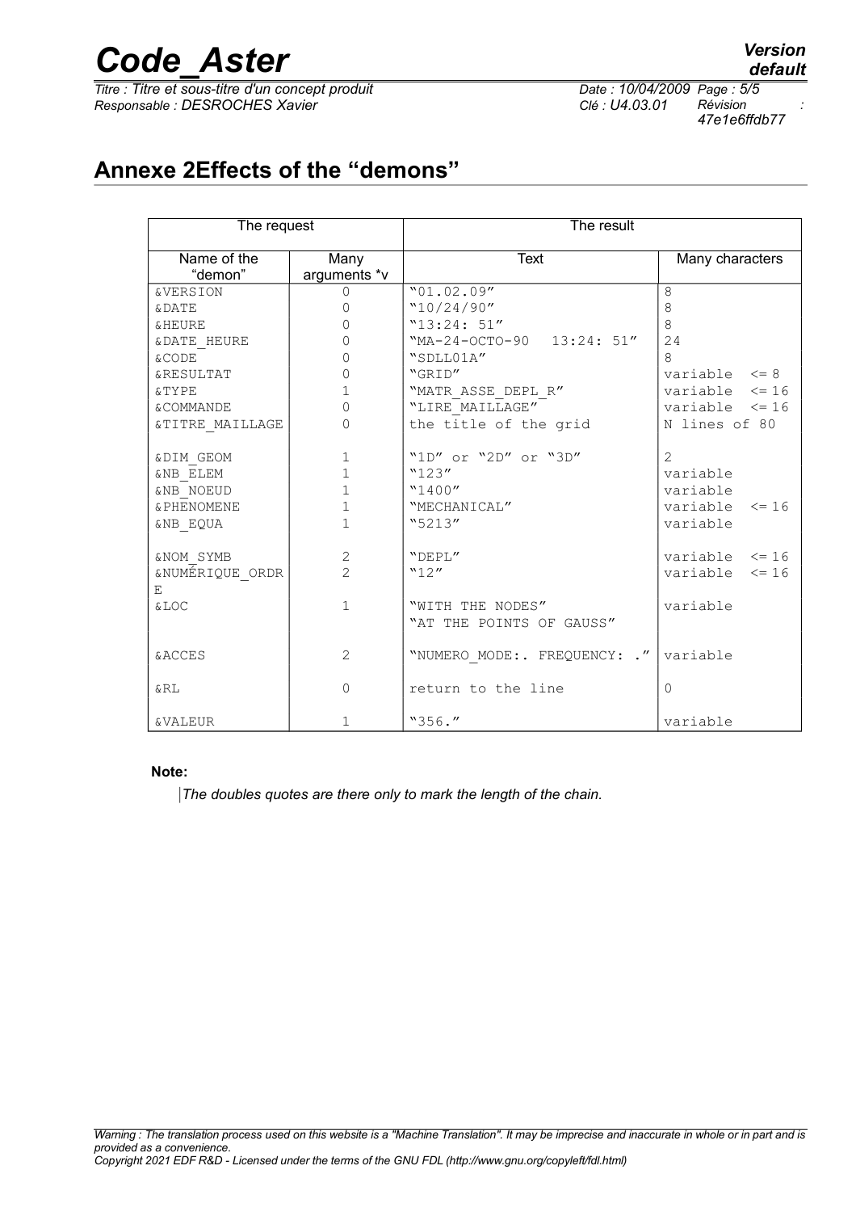## Annexe 2Effects of the "demons"

| The request | | The result | |
|---|---|---|---|
| Name of the "demon" | Many arguments *v | Text | Many characters |
| &VERSION | 0 | "01.02.09" | 8 |
| &DATE | 0 | "10/24/90" | 8 |
| &HEURE | 0 | "13:24: 51" | 8 |
| &DATE_HEURE | 0 | "MA-24-OCTO-90 13:24: 51" | 24 |
| &CODE | 0 | "SDLL01A" | 8 |
| &RESULTAT | 0 | "GRID" | variable <= 8 |
| &TYPE | 1 | "MATR_ASSE_DEPL_R" | variable <= 16 |
| &COMMANDE | 0 | "LIRE_MAILLAGE" | variable <= 16 |
| &TITRE_MAILLAGE | 0 | the title of the grid | N lines of 80 |
| &DIM_GEOM | 1 | "1D" or "2D" or "3D" | 2 |
| &NB_ELEM | 1 | "123" | variable |
| &NB_NOEUD | 1 | "1400" | variable |
| &PHENOMENE | 1 | "MECHANICAL" | variable <= 16 |
| &NB_EQUA | 1 | "5213" | variable |
| &NOM_SYMB | 2 | "DEPL" | variable <= 16 |
| &NUMÉRIQUE_ORDRE | 2 | "12" | variable <= 16 |
| &LOC | 1 | "WITH THE NODES"<br>"AT THE POINTS OF GAUSS" | variable |
| &ACCES | 2 | "NUMERO_MODE:. FREQUENCY: ." | variable |
| &RL | 0 | return to the line | 0 |
| &VALEUR | 1 | "356." | variable |

**Note:**

*The doubles quotes are there only to mark the length of the chain.*